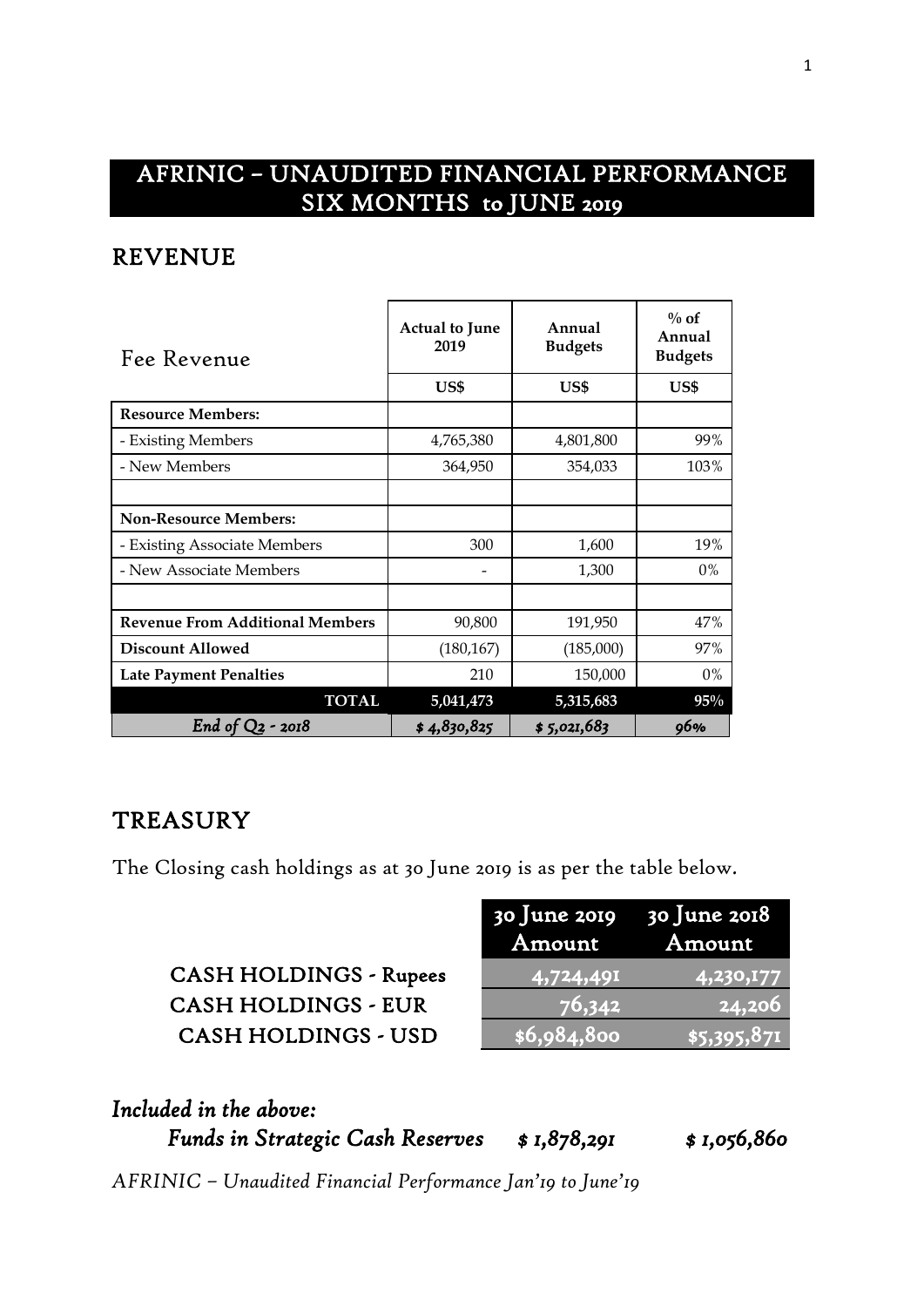# AFRINIC – UNAUDITED FINANCIAL PERFORMANCE SIX MONTHS to JUNE 2019

## REVENUE

| Fee Revenue | Actual to June 2019 | Annual Budgets | % of Annual Budgets |
|---|---|---|---|
| | US$ | US$ | US$ |
| **Resource Members:** | | | |
| - Existing Members | 4,765,380 | 4,801,800 | 99% |
| - New Members | 364,950 | 354,033 | 103% |
| | | | |
| **Non-Resource Members:** | | | |
| - Existing Associate Members | 300 | 1,600 | 19% |
| - New Associate Members | - | 1,300 | 0% |
| | | | |
| **Revenue From Additional Members** | 90,800 | 191,950 | 47% |
| **Discount Allowed** | (180,167) | (185,000) | 97% |
| **Late Payment Penalties** | 210 | 150,000 | 0% |
| **TOTAL** | **5,041,473** | **5,315,683** | **95%** |
| *End of Q2 - 2018* | *$ 4,830,825* | *$ 5,021,683* | *96%* |

## TREASURY

The Closing cash holdings as at 30 June 2019 is as per the table below.

| | 30 June 2019 Amount | 30 June 2018 Amount |
|---|---|---|
| CASH HOLDINGS - Rupees | 4,724,491 | 4,230,177 |
| CASH HOLDINGS - EUR | 76,342 | 24,206 |
| CASH HOLDINGS - USD | $6,984,800 | $5,395,871 |

***Included in the above:***

| | | |
|---|---|---|
| ***Funds in Strategic Cash Reserves*** | *$ 1,878,291* | *$ 1,056,860* |

*AFRINIC – Unaudited Financial Performance Jan'19 to June'19*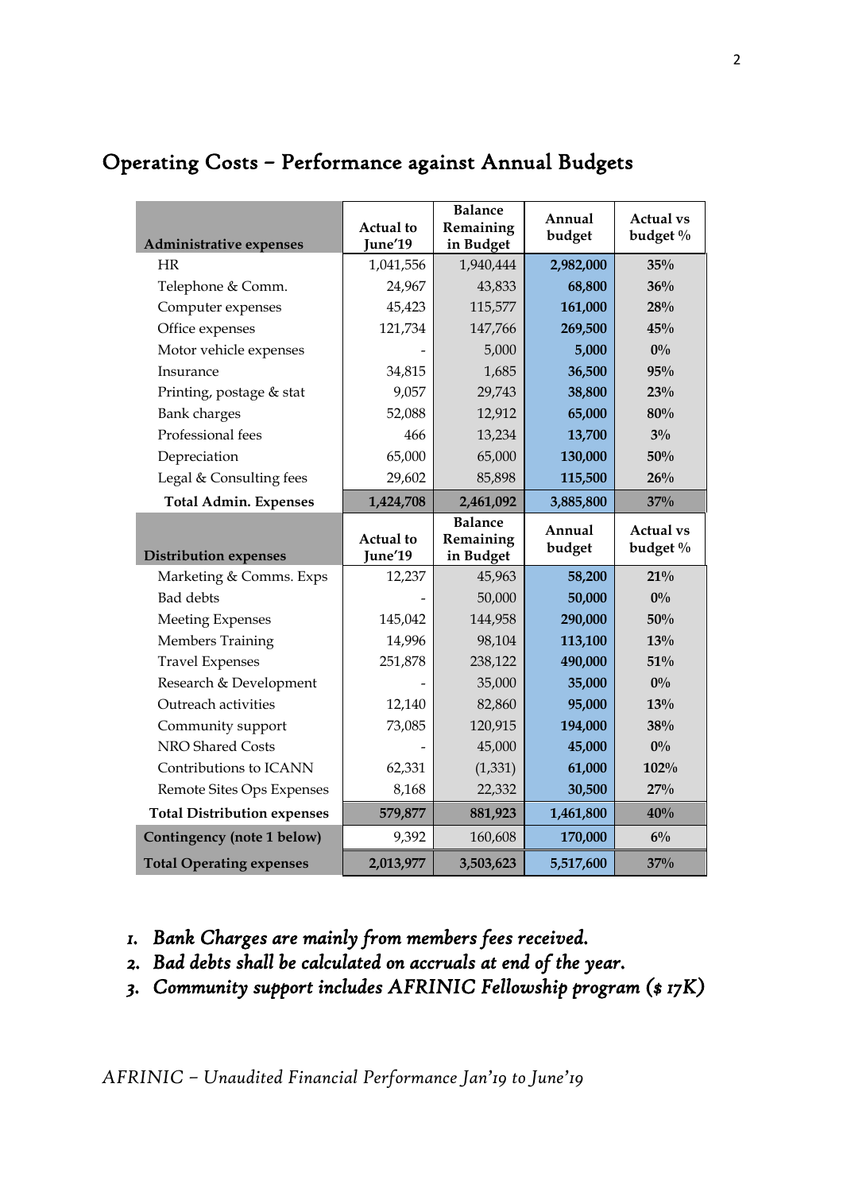## Operating Costs – Performance against Annual Budgets

| Administrative expenses | Actual to June'19 | Balance Remaining in Budget | Annual budget | Actual vs budget % |
|---|---|---|---|---|
| HR | 1,041,556 | 1,940,444 | **2,982,000** | **35%** |
| Telephone & Comm. | 24,967 | 43,833 | **68,800** | **36%** |
| Computer expenses | 45,423 | 115,577 | **161,000** | **28%** |
| Office expenses | 121,734 | 147,766 | **269,500** | **45%** |
| Motor vehicle expenses | - | 5,000 | **5,000** | **0%** |
| Insurance | 34,815 | 1,685 | **36,500** | **95%** |
| Printing, postage & stat | 9,057 | 29,743 | **38,800** | **23%** |
| Bank charges | 52,088 | 12,912 | **65,000** | **80%** |
| Professional fees | 466 | 13,234 | **13,700** | **3%** |
| Depreciation | 65,000 | 65,000 | **130,000** | **50%** |
| Legal & Consulting fees | 29,602 | 85,898 | **115,500** | **26%** |
| **Total Admin. Expenses** | **1,424,708** | **2,461,092** | **3,885,800** | **37%** |
| **Distribution expenses** | **Actual to June'19** | **Balance Remaining in Budget** | **Annual budget** | **Actual vs budget %** |
| Marketing & Comms. Exps | 12,237 | 45,963 | **58,200** | **21%** |
| Bad debts | - | 50,000 | **50,000** | **0%** |
| Meeting Expenses | 145,042 | 144,958 | **290,000** | **50%** |
| Members Training | 14,996 | 98,104 | **113,100** | **13%** |
| Travel Expenses | 251,878 | 238,122 | **490,000** | **51%** |
| Research & Development | - | 35,000 | **35,000** | **0%** |
| Outreach activities | 12,140 | 82,860 | **95,000** | **13%** |
| Community support | 73,085 | 120,915 | **194,000** | **38%** |
| NRO Shared Costs | - | 45,000 | **45,000** | **0%** |
| Contributions to ICANN | 62,331 | (1,331) | **61,000** | **102%** |
| Remote Sites Ops Expenses | 8,168 | 22,332 | **30,500** | **27%** |
| **Total Distribution expenses** | **579,877** | **881,923** | **1,461,800** | **40%** |
| **Contingency (note 1 below)** | 9,392 | 160,608 | **170,000** | **6%** |
| **Total Operating expenses** | **2,013,977** | **3,503,623** | **5,517,600** | **37%** |

1. *Bank Charges are mainly from members fees received.*
2. *Bad debts shall be calculated on accruals at end of the year.*
3. *Community support includes AFRINIC Fellowship program ($ 17K)*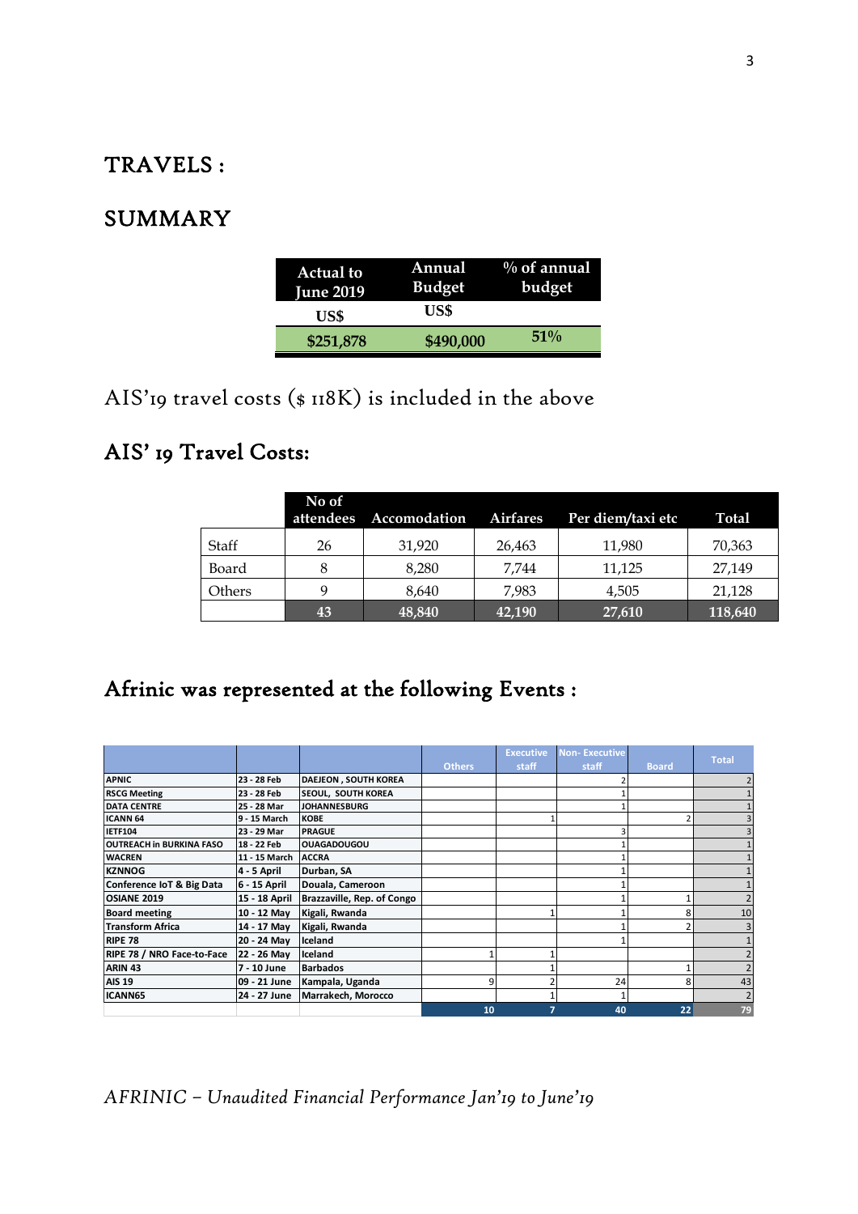# TRAVELS :

## SUMMARY

| Actual to June 2019 US$ | Annual Budget US$ | % of annual budget |
|---|---|---|
| **$251,878** | **$490,000** | **51%** |

AIS'19 travel costs ($ 118K) is included in the above

## AIS' 19 Travel Costs:

| | No of attendees | Accomodation | Airfares | Per diem/taxi etc | Total |
|---|---|---|---|---|---|
| Staff | 26 | 31,920 | 26,463 | 11,980 | 70,363 |
| Board | 8 | 8,280 | 7,744 | 11,125 | 27,149 |
| Others | 9 | 8,640 | 7,983 | 4,505 | 21,128 |
| | **43** | **48,840** | **42,190** | **27,610** | **118,640** |

## Afrinic was represented at the following Events :

| | | | Others | Executive staff | Non- Executive staff | Board | Total |
|---|---|---|---|---|---|---|---|
| **APNIC** | **23 - 28 Feb** | **DAEJEON , SOUTH KOREA** | | | 2 | | 2 |
| **RSCG Meeting** | **23 - 28 Feb** | **SEOUL, SOUTH KOREA** | | | 1 | | 1 |
| **DATA CENTRE** | **25 - 28 Mar** | **JOHANNESBURG** | | | 1 | | 1 |
| **ICANN 64** | **9 - 15 March** | **KOBE** | | 1 | | 2 | 3 |
| **IETF104** | **23 - 29 Mar** | **PRAGUE** | | | 3 | | 3 |
| **OUTREACH in BURKINA FASO** | **18 - 22 Feb** | **OUAGADOUGOU** | | | 1 | | 1 |
| **WACREN** | **11 - 15 March** | **ACCRA** | | | 1 | | 1 |
| **KZNNOG** | **4 - 5 April** | **Durban, SA** | | | 1 | | 1 |
| **Conference IoT & Big Data** | **6 - 15 April** | **Douala, Cameroon** | | | 1 | | 1 |
| **OSIANE 2019** | **15 - 18 April** | **Brazzaville, Rep. of Congo** | | | 1 | 1 | 2 |
| **Board meeting** | **10 - 12 May** | **Kigali, Rwanda** | | 1 | 1 | 8 | 10 |
| **Transform Africa** | **14 - 17 May** | **Kigali, Rwanda** | | | 1 | 2 | 3 |
| **RIPE 78** | **20 - 24 May** | **Iceland** | | | 1 | | 1 |
| **RIPE 78 / NRO Face-to-Face** | **22 - 26 May** | **Iceland** | 1 | 1 | | | 2 |
| **ARIN 43** | **7 - 10 June** | **Barbados** | | 1 | | 1 | 2 |
| **AIS 19** | **09 - 21 June** | **Kampala, Uganda** | 9 | 2 | 24 | 8 | 43 |
| **ICANN65** | **24 - 27 June** | **Marrakech, Morocco** | | 1 | 1 | | 2 |
| | | | **10** | **7** | **40** | **22** | **79** |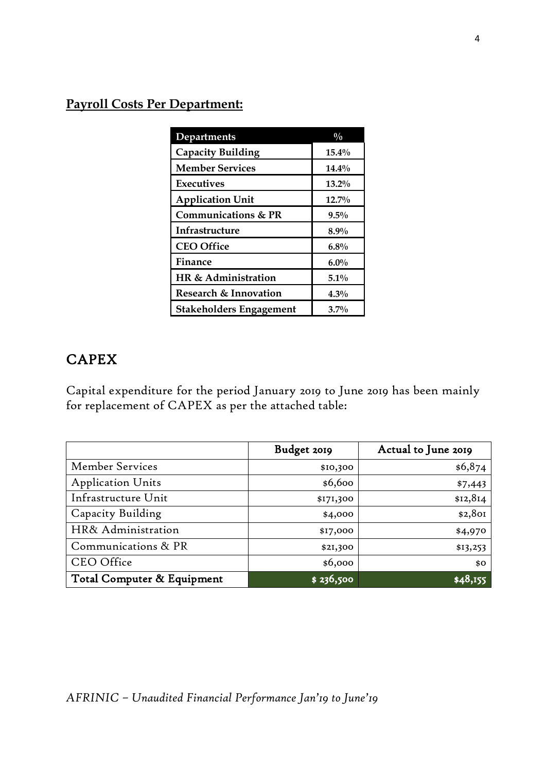**Payroll Costs Per Department:**

| Departments | % |
|---|---|
| Capacity Building | 15.4% |
| Member Services | 14.4% |
| Executives | 13.2% |
| Application Unit | 12.7% |
| Communications & PR | 9.5% |
| Infrastructure | 8.9% |
| CEO Office | 6.8% |
| Finance | 6.0% |
| HR & Administration | 5.1% |
| Research & Innovation | 4.3% |
| Stakeholders Engagement | 3.7% |

## CAPEX

Capital expenditure for the period January 2019 to June 2019 has been mainly for replacement of CAPEX as per the attached table:

| | Budget 2019 | Actual to June 2019 |
|---|---|---|
| Member Services | $10,300 | $6,874 |
| Application Units | $6,600 | $7,443 |
| Infrastructure Unit | $171,300 | $12,814 |
| Capacity Building | $4,000 | $2,801 |
| HR& Administration | $17,000 | $4,970 |
| Communications & PR | $21,300 | $13,253 |
| CEO Office | $6,000 | $0 |
| Total Computer & Equipment | $ 236,500 | $48,155 |